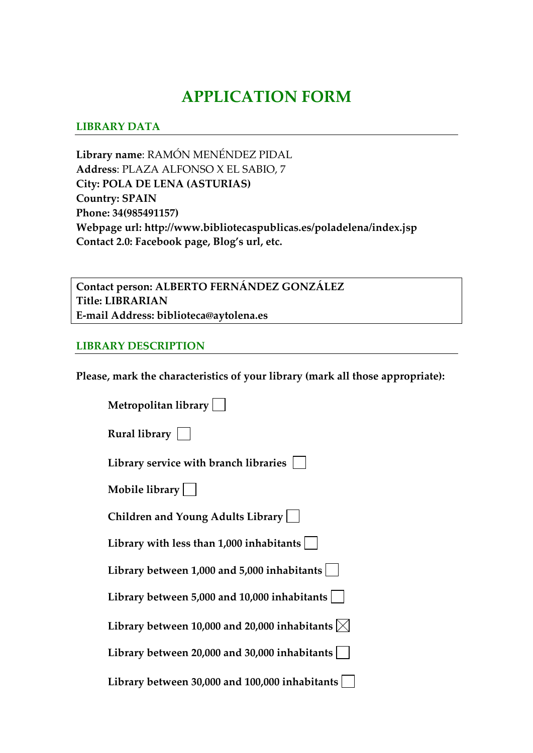# APPLICATION FORM

## LIBRARY DATA

**Library name**: RAMÓN MENÉNDEZ PIDAL
**Address**: PLAZA ALFONSO X EL SABIO, 7
**City: POLA DE LENA (ASTURIAS)**
**Country: SPAIN**
**Phone: 34(985491157)**
**Webpage url: http://www.bibliotecaspublicas.es/poladelena/index.jsp**
**Contact 2.0: Facebook page, Blog's url, etc.**

**Contact person: ALBERTO FERNÁNDEZ GONZÁLEZ**
**Title: LIBRARIAN**
**E-mail Address: biblioteca@aytolena.es**

## LIBRARY DESCRIPTION

**Please, mark the characteristics of your library (mark all those appropriate):**

- **Metropolitan library** ☐
- **Rural library** ☐
- **Library service with branch libraries** ☐
- **Mobile library** ☐
- **Children and Young Adults Library** ☐
- **Library with less than 1,000 inhabitants** ☐
- **Library between 1,000 and 5,000 inhabitants** ☐
- **Library between 5,000 and 10,000 inhabitants** ☐
- **Library between 10,000 and 20,000 inhabitants** ☒
- **Library between 20,000 and 30,000 inhabitants** ☐
- **Library between 30,000 and 100,000 inhabitants** ☐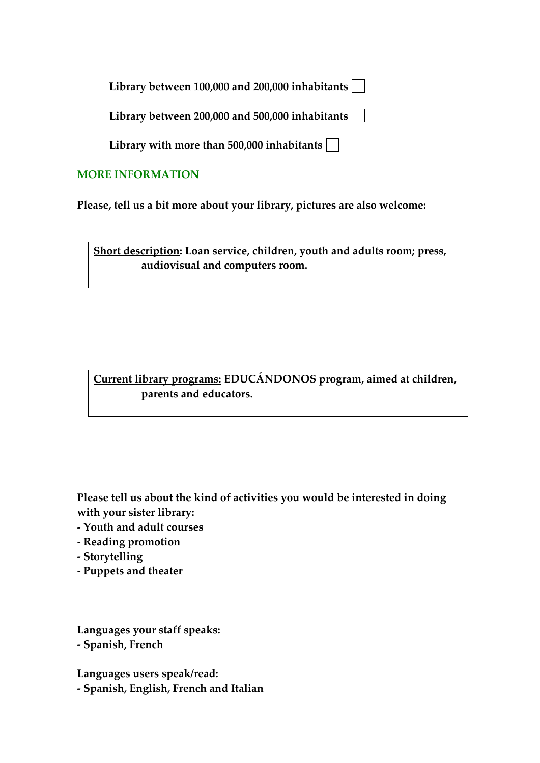**Library between 100,000 and 200,000 inhabitants** ☐

**Library between 200,000 and 500,000 inhabitants** ☐

**Library with more than 500,000 inhabitants** ☐

## MORE INFORMATION

**Please, tell us a bit more about your library, pictures are also welcome:**

**Short description: Loan service, children, youth and adults room; press, audiovisual and computers room.**

**Current library programs: EDUCÁNDONOS program, aimed at children, parents and educators.**

**Please tell us about the kind of activities you would be interested in doing with your sister library:**

- **Youth and adult courses**
- **Reading promotion**
- **Storytelling**
- **Puppets and theater**

**Languages your staff speaks:**

- **Spanish, French**

**Languages users speak/read:**

- **Spanish, English, French and Italian**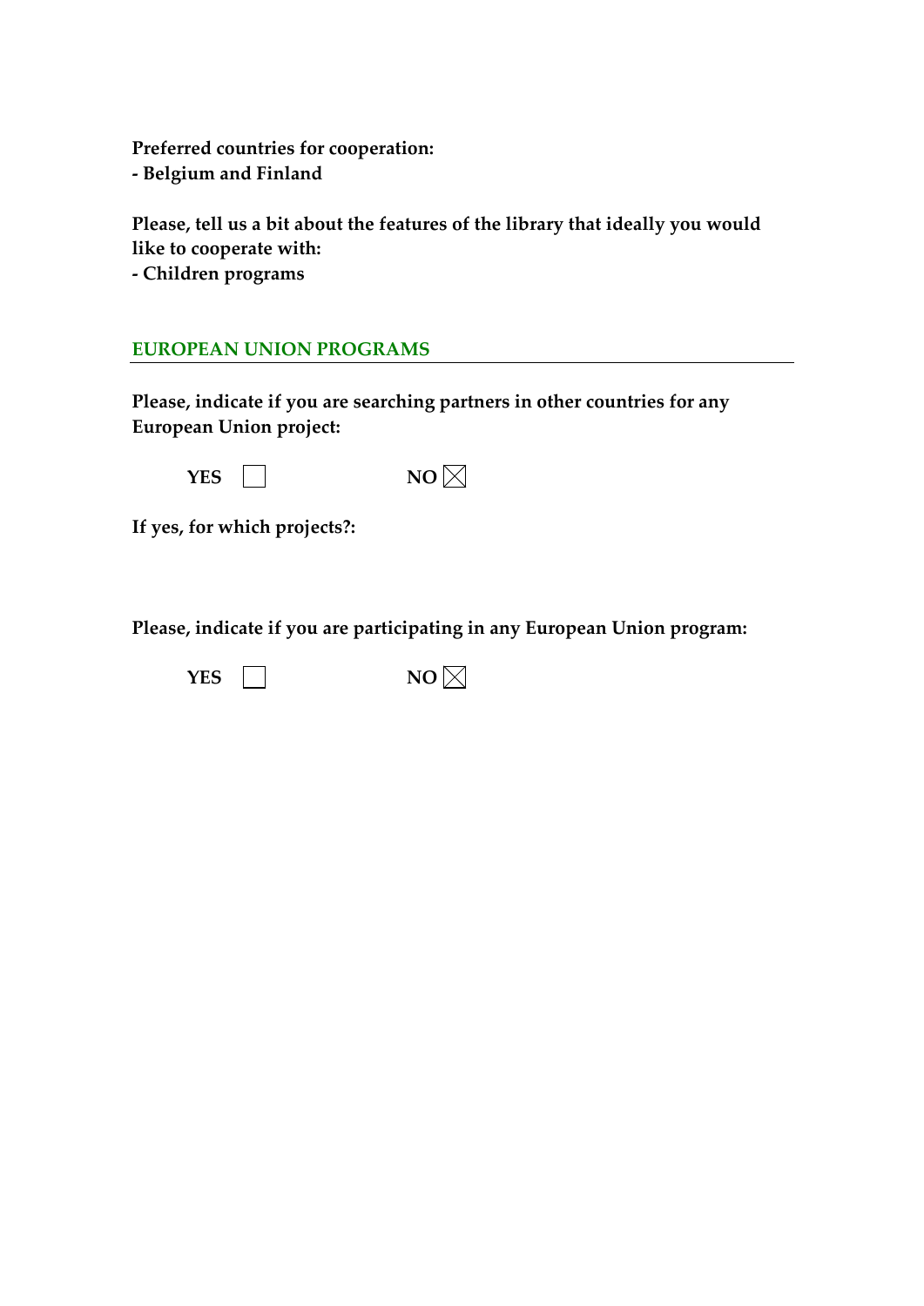**Preferred countries for cooperation:**
**- Belgium and Finland**

**Please, tell us a bit about the features of the library that ideally you would like to cooperate with:**
**- Children programs**

## EUROPEAN UNION PROGRAMS

**Please, indicate if you are searching partners in other countries for any European Union project:**

**YES** ☐ **NO** ☒

**If yes, for which projects?:**

**Please, indicate if you are participating in any European Union program:**

**YES** ☐ **NO** ☒